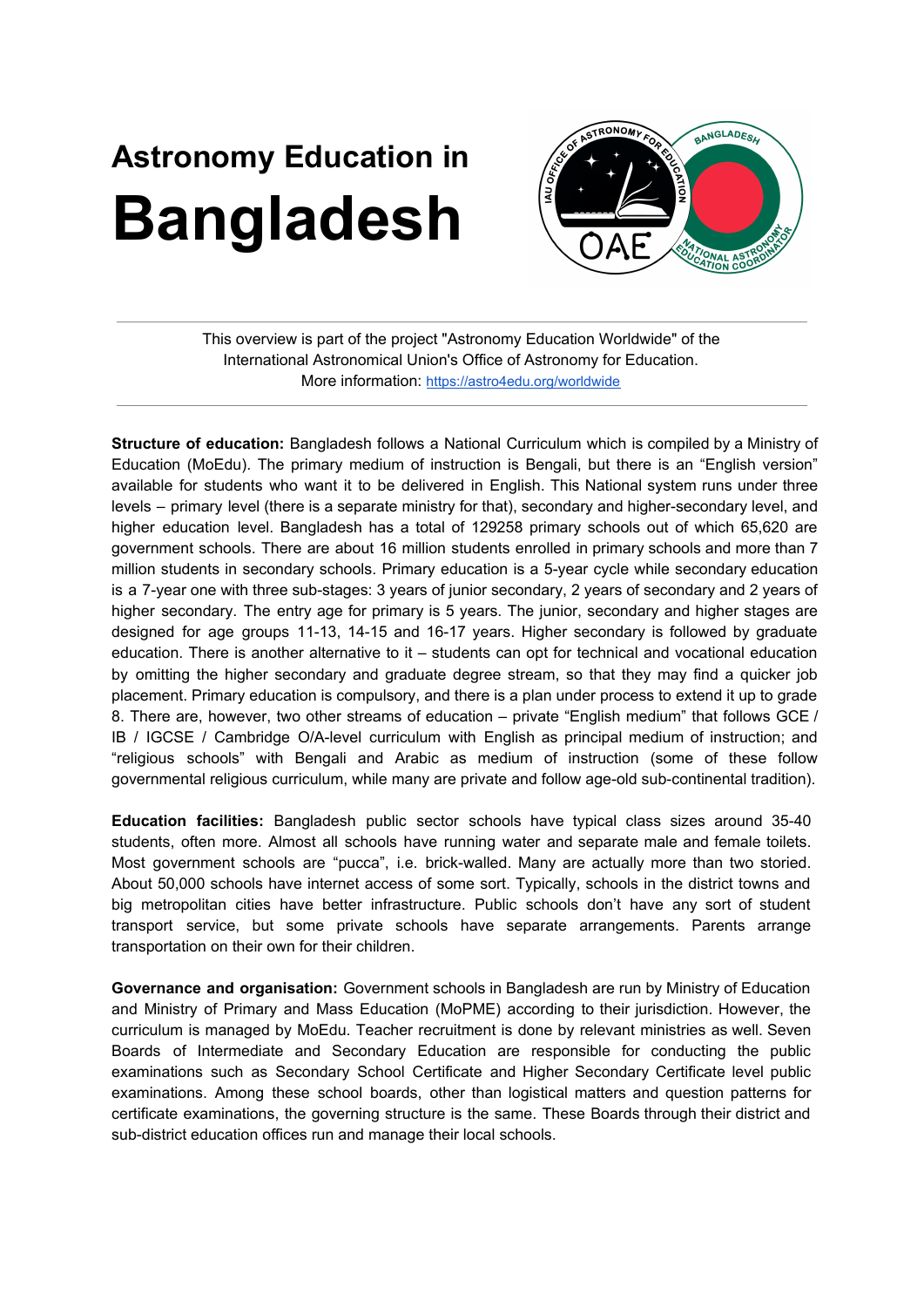# Astronomy Education in Bangladesh

This overview is part of the project "Astronomy Education Worldwide" of the International Astronomical Union's Office of Astronomy for Education.
More information: https://astro4edu.org/worldwide

**Structure of education:** Bangladesh follows a National Curriculum which is compiled by a Ministry of Education (MoEdu). The primary medium of instruction is Bengali, but there is an "English version" available for students who want it to be delivered in English. This National system runs under three levels – primary level (there is a separate ministry for that), secondary and higher-secondary level, and higher education level. Bangladesh has a total of 129258 primary schools out of which 65,620 are government schools. There are about 16 million students enrolled in primary schools and more than 7 million students in secondary schools. Primary education is a 5-year cycle while secondary education is a 7-year one with three sub-stages: 3 years of junior secondary, 2 years of secondary and 2 years of higher secondary. The entry age for primary is 5 years. The junior, secondary and higher stages are designed for age groups 11-13, 14-15 and 16-17 years. Higher secondary is followed by graduate education. There is another alternative to it – students can opt for technical and vocational education by omitting the higher secondary and graduate degree stream, so that they may find a quicker job placement. Primary education is compulsory, and there is a plan under process to extend it up to grade 8. There are, however, two other streams of education – private "English medium" that follows GCE / IB / IGCSE / Cambridge O/A-level curriculum with English as principal medium of instruction; and "religious schools" with Bengali and Arabic as medium of instruction (some of these follow governmental religious curriculum, while many are private and follow age-old sub-continental tradition).

**Education facilities:** Bangladesh public sector schools have typical class sizes around 35-40 students, often more. Almost all schools have running water and separate male and female toilets. Most government schools are "pucca", i.e. brick-walled. Many are actually more than two storied. About 50,000 schools have internet access of some sort. Typically, schools in the district towns and big metropolitan cities have better infrastructure. Public schools don't have any sort of student transport service, but some private schools have separate arrangements. Parents arrange transportation on their own for their children.

**Governance and organisation:** Government schools in Bangladesh are run by Ministry of Education and Ministry of Primary and Mass Education (MoPME) according to their jurisdiction. However, the curriculum is managed by MoEdu. Teacher recruitment is done by relevant ministries as well. Seven Boards of Intermediate and Secondary Education are responsible for conducting the public examinations such as Secondary School Certificate and Higher Secondary Certificate level public examinations. Among these school boards, other than logistical matters and question patterns for certificate examinations, the governing structure is the same. These Boards through their district and sub-district education offices run and manage their local schools.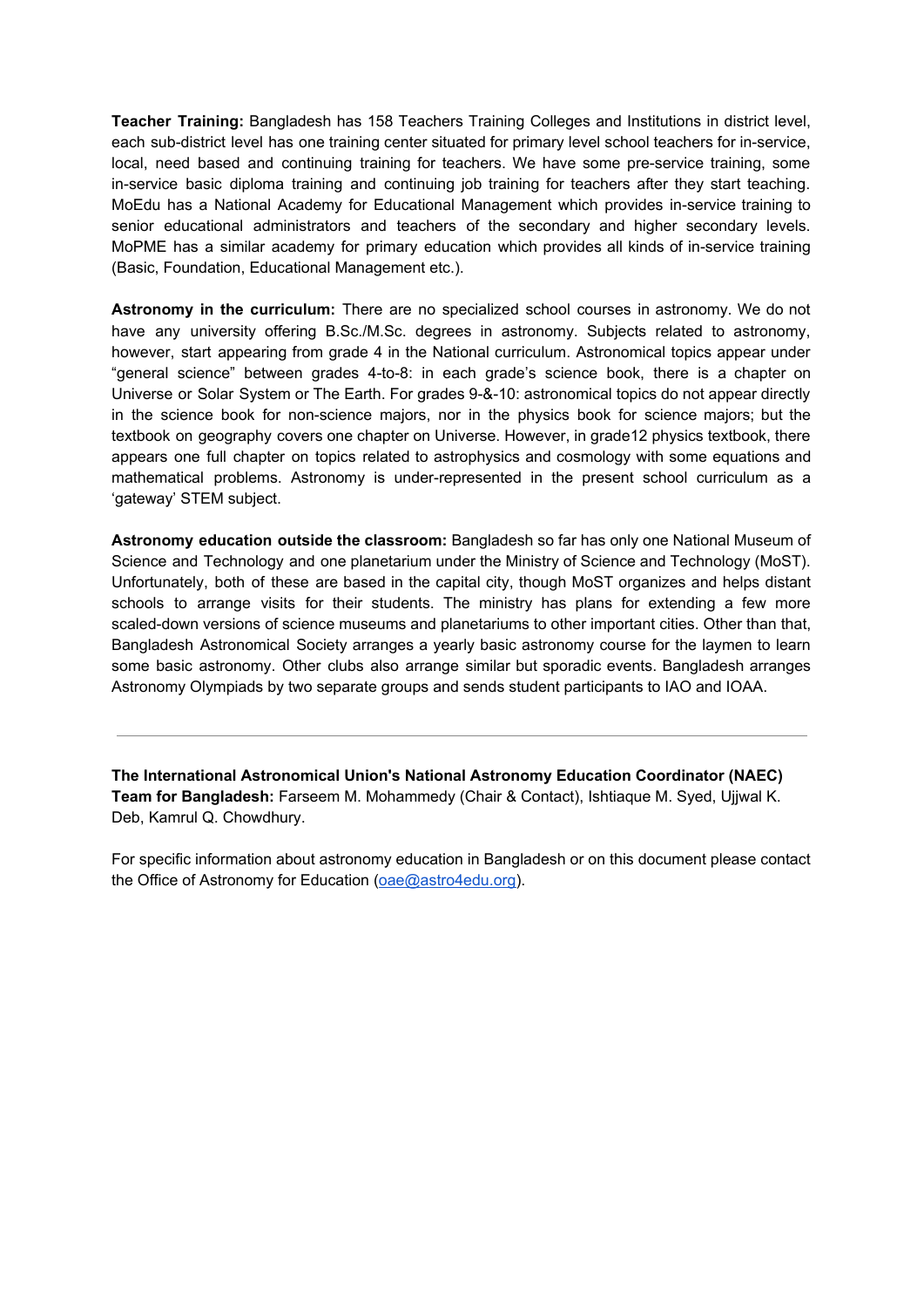**Teacher Training:** Bangladesh has 158 Teachers Training Colleges and Institutions in district level, each sub-district level has one training center situated for primary level school teachers for in-service, local, need based and continuing training for teachers. We have some pre-service training, some in-service basic diploma training and continuing job training for teachers after they start teaching. MoEdu has a National Academy for Educational Management which provides in-service training to senior educational administrators and teachers of the secondary and higher secondary levels. MoPME has a similar academy for primary education which provides all kinds of in-service training (Basic, Foundation, Educational Management etc.).

**Astronomy in the curriculum:** There are no specialized school courses in astronomy. We do not have any university offering B.Sc./M.Sc. degrees in astronomy. Subjects related to astronomy, however, start appearing from grade 4 in the National curriculum. Astronomical topics appear under "general science" between grades 4-to-8: in each grade's science book, there is a chapter on Universe or Solar System or The Earth. For grades 9-&-10: astronomical topics do not appear directly in the science book for non-science majors, nor in the physics book for science majors; but the textbook on geography covers one chapter on Universe. However, in grade12 physics textbook, there appears one full chapter on topics related to astrophysics and cosmology with some equations and mathematical problems. Astronomy is under-represented in the present school curriculum as a 'gateway' STEM subject.

**Astronomy education outside the classroom:** Bangladesh so far has only one National Museum of Science and Technology and one planetarium under the Ministry of Science and Technology (MoST). Unfortunately, both of these are based in the capital city, though MoST organizes and helps distant schools to arrange visits for their students. The ministry has plans for extending a few more scaled-down versions of science museums and planetariums to other important cities. Other than that, Bangladesh Astronomical Society arranges a yearly basic astronomy course for the laymen to learn some basic astronomy. Other clubs also arrange similar but sporadic events. Bangladesh arranges Astronomy Olympiads by two separate groups and sends student participants to IAO and IOAA.

---

**The International Astronomical Union's National Astronomy Education Coordinator (NAEC) Team for Bangladesh:** Farseem M. Mohammedy (Chair & Contact), Ishtiaque M. Syed, Ujjwal K. Deb, Kamrul Q. Chowdhury.

For specific information about astronomy education in Bangladesh or on this document please contact the Office of Astronomy for Education (oae@astro4edu.org).